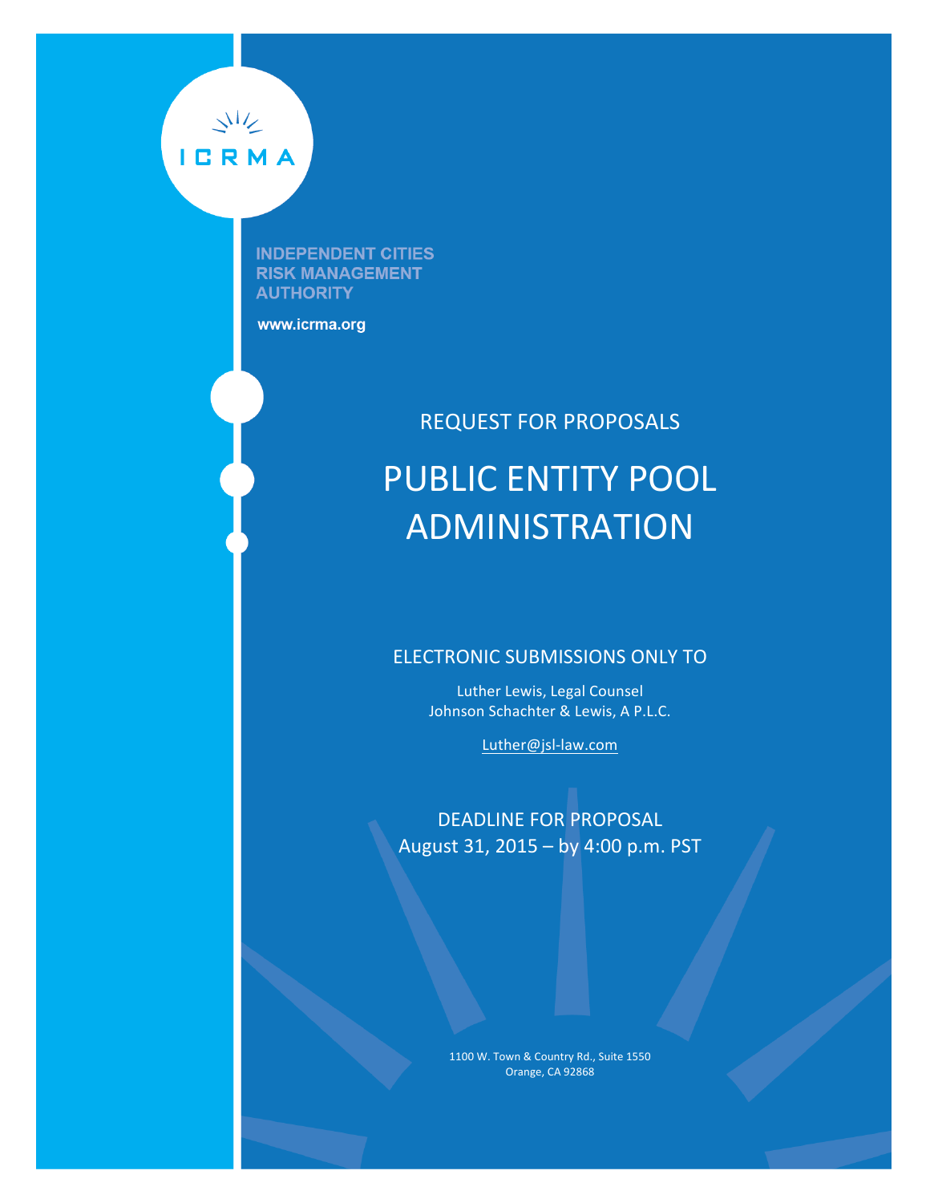ICRMA

**INDEPENDENT CITIES RISK MANAGEMENT AUTHORITY**

**www.icrma.org**

REQUEST FOR PROPOSALS

# PUBLIC ENTITY POOL ADMINISTRATION

ELECTRONIC SUBMISSIONS ONLY TO

Luther Lewis, Legal Counsel
Johnson Schachter & Lewis, A P.L.C.

Luther@jsl-law.com

DEADLINE FOR PROPOSAL
August 31, 2015 – by 4:00 p.m. PST

1100 W. Town & Country Rd., Suite 1550
Orange, CA 92868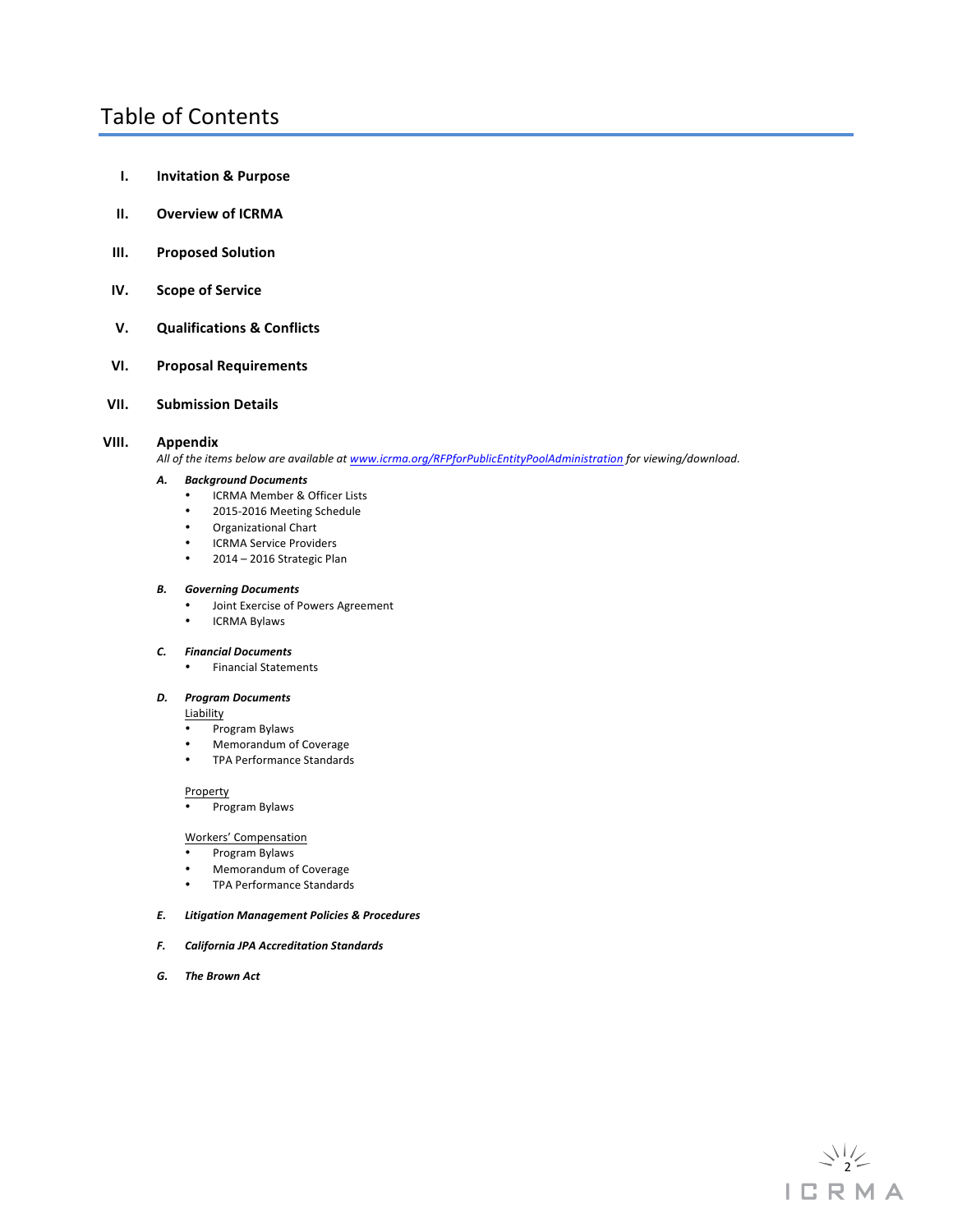# Table of Contents

I. **Invitation & Purpose**

II. **Overview of ICRMA**

III. **Proposed Solution**

IV. **Scope of Service**

V. **Qualifications & Conflicts**

VI. **Proposal Requirements**

VII. **Submission Details**

VIII. **Appendix**

*All of the items below are available at [www.icrma.org/RFPforPublicEntityPoolAdministration](www.icrma.org/RFPforPublicEntityPoolAdministration) for viewing/download.*

***A. Background Documents***
- ICRMA Member & Officer Lists
- 2015-2016 Meeting Schedule
- Organizational Chart
- ICRMA Service Providers
- 2014 – 2016 Strategic Plan

***B. Governing Documents***
- Joint Exercise of Powers Agreement
- ICRMA Bylaws

***C. Financial Documents***
- Financial Statements

***D. Program Documents***

Liability
- Program Bylaws
- Memorandum of Coverage
- TPA Performance Standards

Property
- Program Bylaws

Workers' Compensation
- Program Bylaws
- Memorandum of Coverage
- TPA Performance Standards

***E. Litigation Management Policies & Procedures***

***F. California JPA Accreditation Standards***

***G. The Brown Act***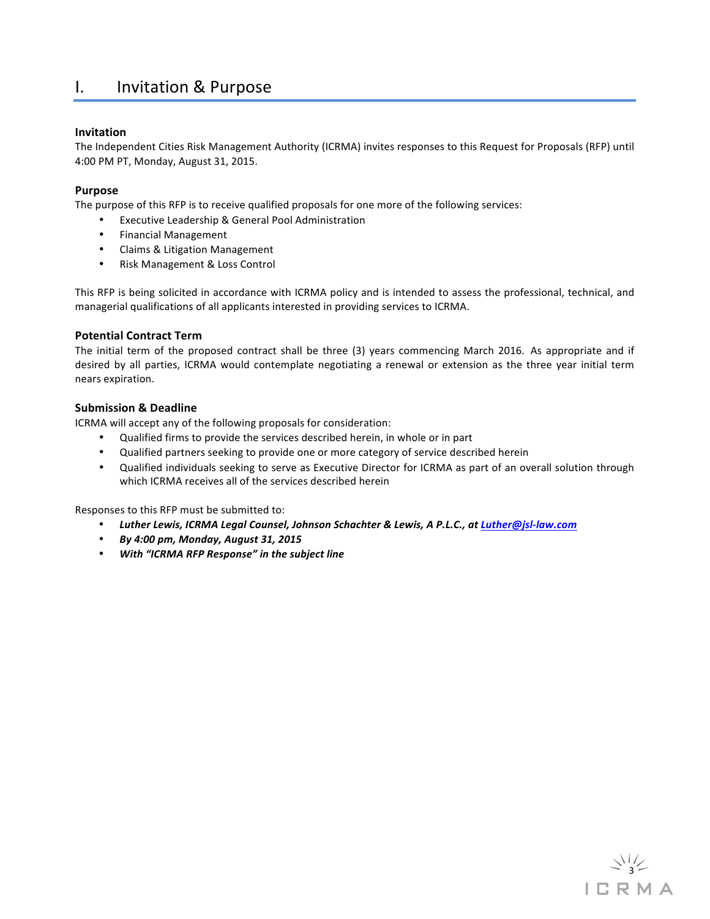# I. Invitation & Purpose

### Invitation

The Independent Cities Risk Management Authority (ICRMA) invites responses to this Request for Proposals (RFP) until 4:00 PM PT, Monday, August 31, 2015.

### Purpose

The purpose of this RFP is to receive qualified proposals for one more of the following services:

- Executive Leadership & General Pool Administration
- Financial Management
- Claims & Litigation Management
- Risk Management & Loss Control

This RFP is being solicited in accordance with ICRMA policy and is intended to assess the professional, technical, and managerial qualifications of all applicants interested in providing services to ICRMA.

### Potential Contract Term

The initial term of the proposed contract shall be three (3) years commencing March 2016. As appropriate and if desired by all parties, ICRMA would contemplate negotiating a renewal or extension as the three year initial term nears expiration.

### Submission & Deadline

ICRMA will accept any of the following proposals for consideration:

- Qualified firms to provide the services described herein, in whole or in part
- Qualified partners seeking to provide one or more category of service described herein
- Qualified individuals seeking to serve as Executive Director for ICRMA as part of an overall solution through which ICRMA receives all of the services described herein

Responses to this RFP must be submitted to:

- ***Luther Lewis, ICRMA Legal Counsel, Johnson Schachter & Lewis, A P.L.C., at Luther@jsl-law.com***
- ***By 4:00 pm, Monday, August 31, 2015***
- ***With "ICRMA RFP Response" in the subject line***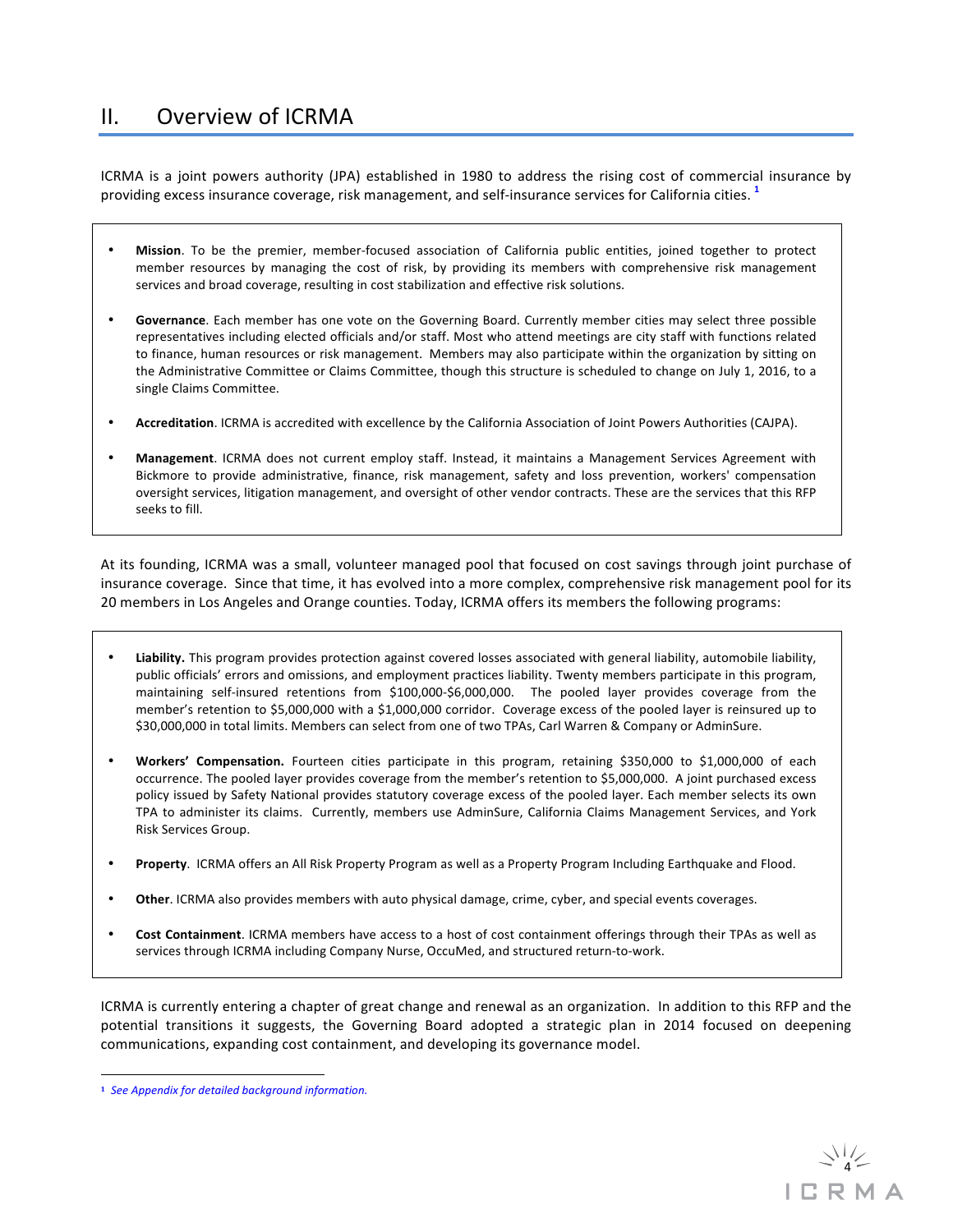## II. Overview of ICRMA

ICRMA is a joint powers authority (JPA) established in 1980 to address the rising cost of commercial insurance by providing excess insurance coverage, risk management, and self-insurance services for California cities. [1]

- **Mission**. To be the premier, member-focused association of California public entities, joined together to protect member resources by managing the cost of risk, by providing its members with comprehensive risk management services and broad coverage, resulting in cost stabilization and effective risk solutions.
- **Governance**. Each member has one vote on the Governing Board. Currently member cities may select three possible representatives including elected officials and/or staff. Most who attend meetings are city staff with functions related to finance, human resources or risk management. Members may also participate within the organization by sitting on the Administrative Committee or Claims Committee, though this structure is scheduled to change on July 1, 2016, to a single Claims Committee.
- **Accreditation**. ICRMA is accredited with excellence by the California Association of Joint Powers Authorities (CAJPA).
- **Management**. ICRMA does not current employ staff. Instead, it maintains a Management Services Agreement with Bickmore to provide administrative, finance, risk management, safety and loss prevention, workers' compensation oversight services, litigation management, and oversight of other vendor contracts. These are the services that this RFP seeks to fill.

At its founding, ICRMA was a small, volunteer managed pool that focused on cost savings through joint purchase of insurance coverage. Since that time, it has evolved into a more complex, comprehensive risk management pool for its 20 members in Los Angeles and Orange counties. Today, ICRMA offers its members the following programs:

- **Liability.** This program provides protection against covered losses associated with general liability, automobile liability, public officials' errors and omissions, and employment practices liability. Twenty members participate in this program, maintaining self-insured retentions from $100,000-$6,000,000. The pooled layer provides coverage from the member's retention to $5,000,000 with a $1,000,000 corridor. Coverage excess of the pooled layer is reinsured up to $30,000,000 in total limits. Members can select from one of two TPAs, Carl Warren & Company or AdminSure.
- **Workers' Compensation.** Fourteen cities participate in this program, retaining $350,000 to $1,000,000 of each occurrence. The pooled layer provides coverage from the member's retention to $5,000,000. A joint purchased excess policy issued by Safety National provides statutory coverage excess of the pooled layer. Each member selects its own TPA to administer its claims. Currently, members use AdminSure, California Claims Management Services, and York Risk Services Group.
- **Property**. ICRMA offers an All Risk Property Program as well as a Property Program Including Earthquake and Flood.
- **Other**. ICRMA also provides members with auto physical damage, crime, cyber, and special events coverages.
- **Cost Containment**. ICRMA members have access to a host of cost containment offerings through their TPAs as well as services through ICRMA including Company Nurse, OccuMed, and structured return-to-work.

ICRMA is currently entering a chapter of great change and renewal as an organization. In addition to this RFP and the potential transitions it suggests, the Governing Board adopted a strategic plan in 2014 focused on deepening communications, expanding cost containment, and developing its governance model.

[1] *See Appendix for detailed background information.*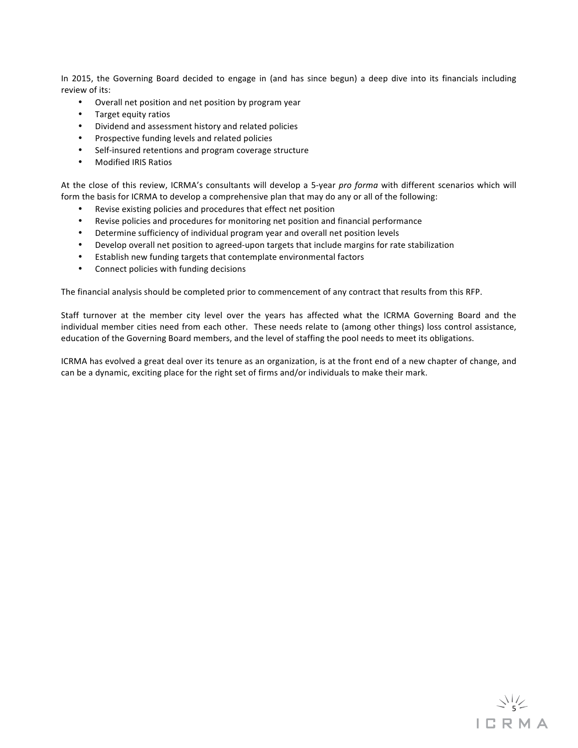In 2015, the Governing Board decided to engage in (and has since begun) a deep dive into its financials including review of its:

- Overall net position and net position by program year
- Target equity ratios
- Dividend and assessment history and related policies
- Prospective funding levels and related policies
- Self-insured retentions and program coverage structure
- Modified IRIS Ratios

At the close of this review, ICRMA's consultants will develop a 5-year *pro forma* with different scenarios which will form the basis for ICRMA to develop a comprehensive plan that may do any or all of the following:

- Revise existing policies and procedures that effect net position
- Revise policies and procedures for monitoring net position and financial performance
- Determine sufficiency of individual program year and overall net position levels
- Develop overall net position to agreed-upon targets that include margins for rate stabilization
- Establish new funding targets that contemplate environmental factors
- Connect policies with funding decisions

The financial analysis should be completed prior to commencement of any contract that results from this RFP.

Staff turnover at the member city level over the years has affected what the ICRMA Governing Board and the individual member cities need from each other. These needs relate to (among other things) loss control assistance, education of the Governing Board members, and the level of staffing the pool needs to meet its obligations.

ICRMA has evolved a great deal over its tenure as an organization, is at the front end of a new chapter of change, and can be a dynamic, exciting place for the right set of firms and/or individuals to make their mark.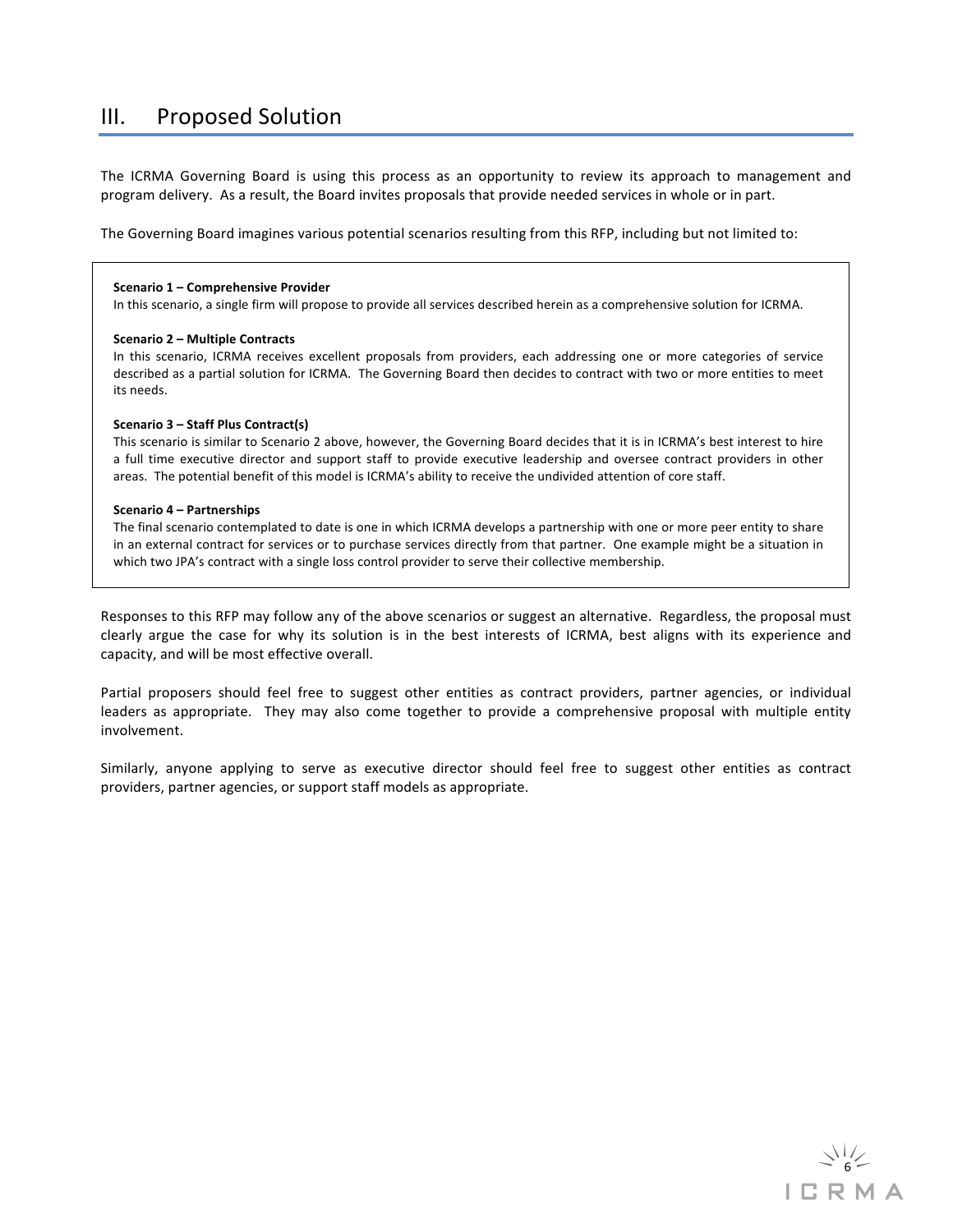## III. Proposed Solution

The ICRMA Governing Board is using this process as an opportunity to review its approach to management and program delivery. As a result, the Board invites proposals that provide needed services in whole or in part.

The Governing Board imagines various potential scenarios resulting from this RFP, including but not limited to:

**Scenario 1 – Comprehensive Provider**
In this scenario, a single firm will propose to provide all services described herein as a comprehensive solution for ICRMA.

**Scenario 2 – Multiple Contracts**
In this scenario, ICRMA receives excellent proposals from providers, each addressing one or more categories of service described as a partial solution for ICRMA. The Governing Board then decides to contract with two or more entities to meet its needs.

**Scenario 3 – Staff Plus Contract(s)**
This scenario is similar to Scenario 2 above, however, the Governing Board decides that it is in ICRMA's best interest to hire a full time executive director and support staff to provide executive leadership and oversee contract providers in other areas. The potential benefit of this model is ICRMA's ability to receive the undivided attention of core staff.

**Scenario 4 – Partnerships**
The final scenario contemplated to date is one in which ICRMA develops a partnership with one or more peer entity to share in an external contract for services or to purchase services directly from that partner. One example might be a situation in which two JPA's contract with a single loss control provider to serve their collective membership.

Responses to this RFP may follow any of the above scenarios or suggest an alternative. Regardless, the proposal must clearly argue the case for why its solution is in the best interests of ICRMA, best aligns with its experience and capacity, and will be most effective overall.

Partial proposers should feel free to suggest other entities as contract providers, partner agencies, or individual leaders as appropriate. They may also come together to provide a comprehensive proposal with multiple entity involvement.

Similarly, anyone applying to serve as executive director should feel free to suggest other entities as contract providers, partner agencies, or support staff models as appropriate.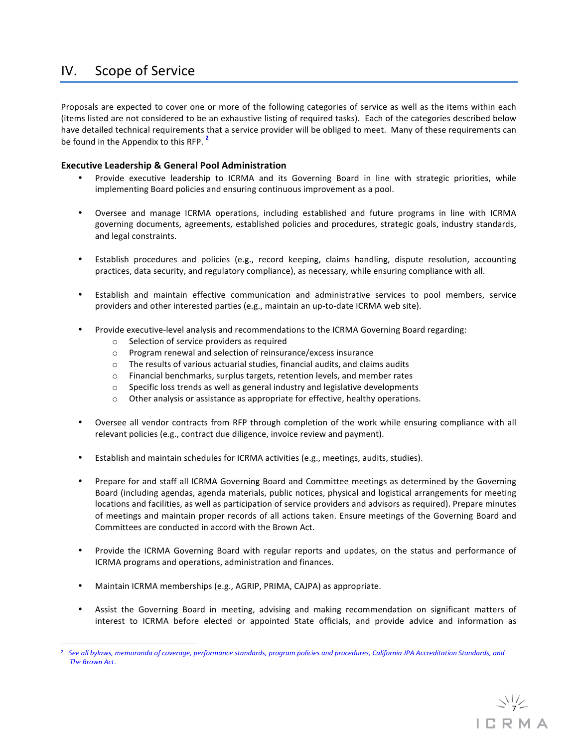# IV. Scope of Service

Proposals are expected to cover one or more of the following categories of service as well as the items within each (items listed are not considered to be an exhaustive listing of required tasks). Each of the categories described below have detailed technical requirements that a service provider will be obliged to meet. Many of these requirements can be found in the Appendix to this RFP. [2]

**Executive Leadership & General Pool Administration**

- Provide executive leadership to ICRMA and its Governing Board in line with strategic priorities, while implementing Board policies and ensuring continuous improvement as a pool.
- Oversee and manage ICRMA operations, including established and future programs in line with ICRMA governing documents, agreements, established policies and procedures, strategic goals, industry standards, and legal constraints.
- Establish procedures and policies (e.g., record keeping, claims handling, dispute resolution, accounting practices, data security, and regulatory compliance), as necessary, while ensuring compliance with all.
- Establish and maintain effective communication and administrative services to pool members, service providers and other interested parties (e.g., maintain an up-to-date ICRMA web site).
- Provide executive-level analysis and recommendations to the ICRMA Governing Board regarding:
  - Selection of service providers as required
  - Program renewal and selection of reinsurance/excess insurance
  - The results of various actuarial studies, financial audits, and claims audits
  - Financial benchmarks, surplus targets, retention levels, and member rates
  - Specific loss trends as well as general industry and legislative developments
  - Other analysis or assistance as appropriate for effective, healthy operations.
- Oversee all vendor contracts from RFP through completion of the work while ensuring compliance with all relevant policies (e.g., contract due diligence, invoice review and payment).
- Establish and maintain schedules for ICRMA activities (e.g., meetings, audits, studies).
- Prepare for and staff all ICRMA Governing Board and Committee meetings as determined by the Governing Board (including agendas, agenda materials, public notices, physical and logistical arrangements for meeting locations and facilities, as well as participation of service providers and advisors as required). Prepare minutes of meetings and maintain proper records of all actions taken. Ensure meetings of the Governing Board and Committees are conducted in accord with the Brown Act.
- Provide the ICRMA Governing Board with regular reports and updates, on the status and performance of ICRMA programs and operations, administration and finances.
- Maintain ICRMA memberships (e.g., AGRIP, PRIMA, CAJPA) as appropriate.
- Assist the Governing Board in meeting, advising and making recommendation on significant matters of interest to ICRMA before elected or appointed State officials, and provide advice and information as

---

[2] *See all bylaws, memoranda of coverage, performance standards, program policies and procedures, California JPA Accreditation Standards, and The Brown Act.*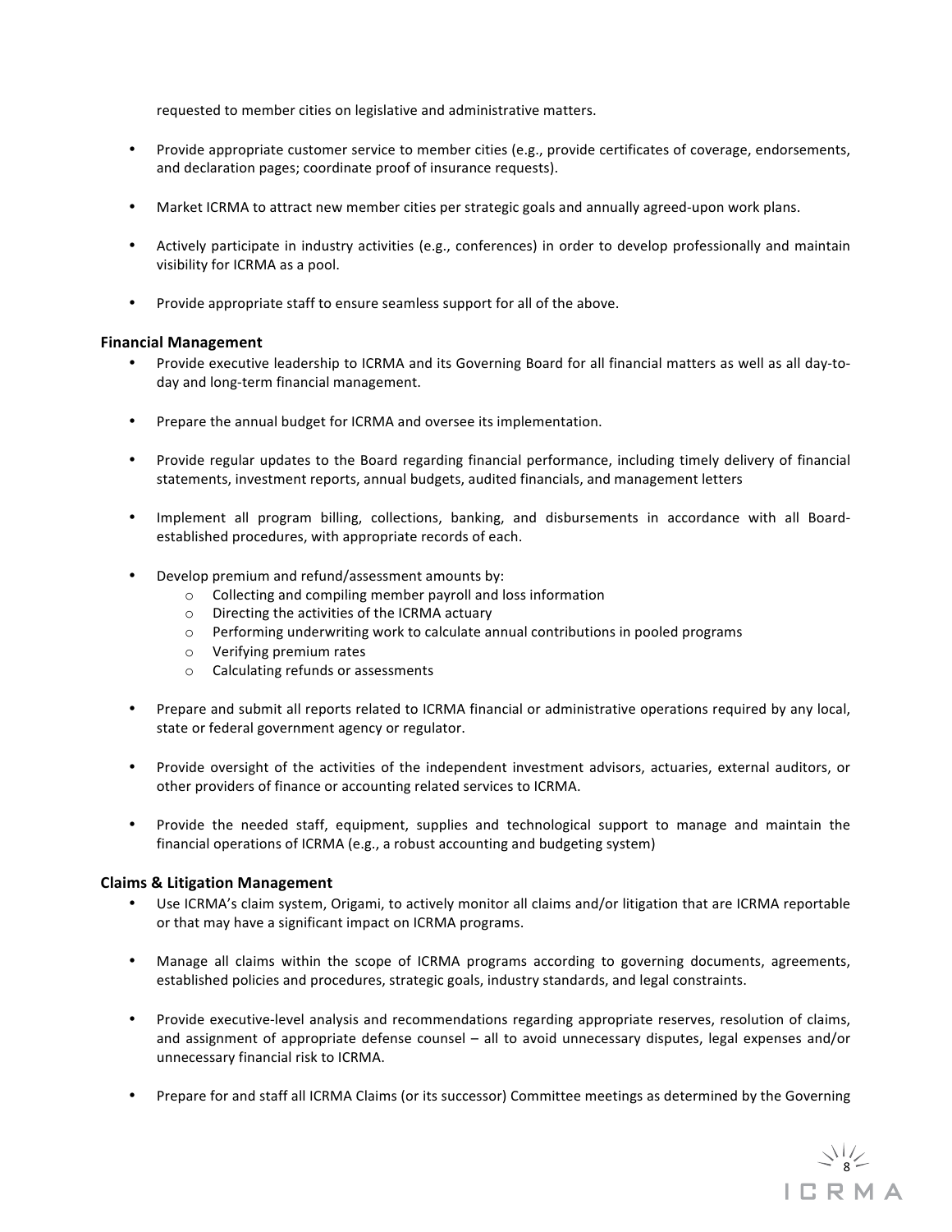requested to member cities on legislative and administrative matters.

- Provide appropriate customer service to member cities (e.g., provide certificates of coverage, endorsements, and declaration pages; coordinate proof of insurance requests).

- Market ICRMA to attract new member cities per strategic goals and annually agreed-upon work plans.

- Actively participate in industry activities (e.g., conferences) in order to develop professionally and maintain visibility for ICRMA as a pool.

- Provide appropriate staff to ensure seamless support for all of the above.

### Financial Management

- Provide executive leadership to ICRMA and its Governing Board for all financial matters as well as all day-to-day and long-term financial management.

- Prepare the annual budget for ICRMA and oversee its implementation.

- Provide regular updates to the Board regarding financial performance, including timely delivery of financial statements, investment reports, annual budgets, audited financials, and management letters

- Implement all program billing, collections, banking, and disbursements in accordance with all Board-established procedures, with appropriate records of each.

- Develop premium and refund/assessment amounts by:
    - Collecting and compiling member payroll and loss information
    - Directing the activities of the ICRMA actuary
    - Performing underwriting work to calculate annual contributions in pooled programs
    - Verifying premium rates
    - Calculating refunds or assessments

- Prepare and submit all reports related to ICRMA financial or administrative operations required by any local, state or federal government agency or regulator.

- Provide oversight of the activities of the independent investment advisors, actuaries, external auditors, or other providers of finance or accounting related services to ICRMA.

- Provide the needed staff, equipment, supplies and technological support to manage and maintain the financial operations of ICRMA (e.g., a robust accounting and budgeting system)

### Claims & Litigation Management

- Use ICRMA's claim system, Origami, to actively monitor all claims and/or litigation that are ICRMA reportable or that may have a significant impact on ICRMA programs.

- Manage all claims within the scope of ICRMA programs according to governing documents, agreements, established policies and procedures, strategic goals, industry standards, and legal constraints.

- Provide executive-level analysis and recommendations regarding appropriate reserves, resolution of claims, and assignment of appropriate defense counsel – all to avoid unnecessary disputes, legal expenses and/or unnecessary financial risk to ICRMA.

- Prepare for and staff all ICRMA Claims (or its successor) Committee meetings as determined by the Governing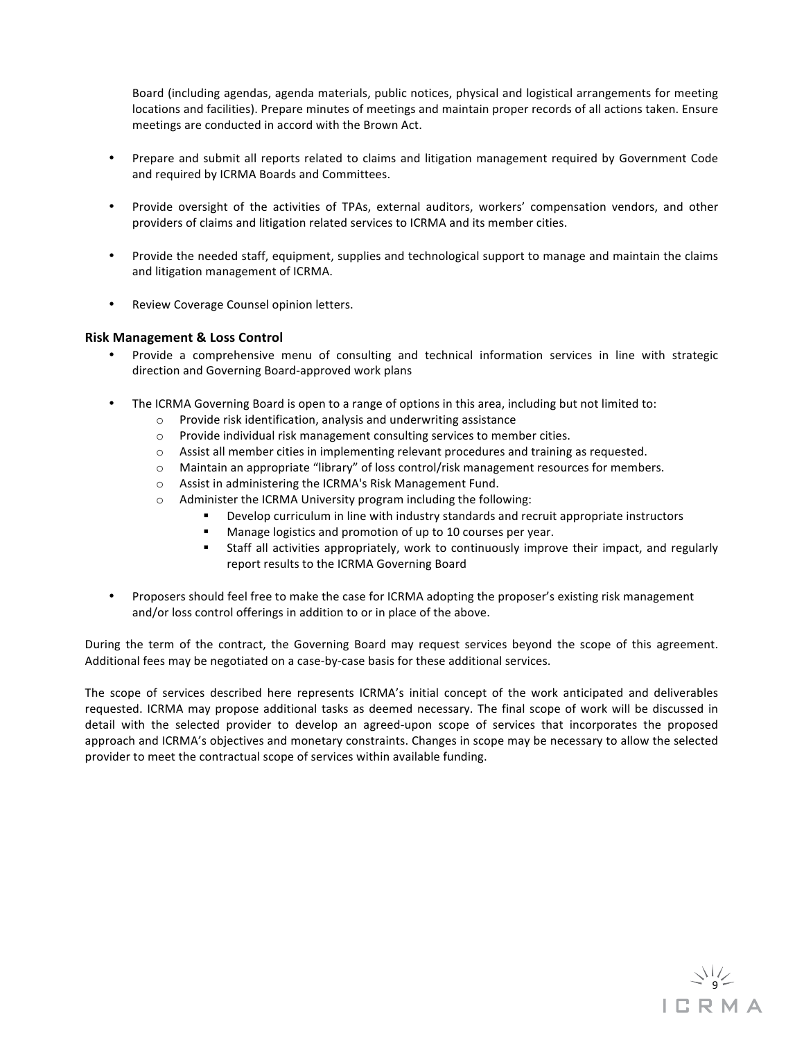Board (including agendas, agenda materials, public notices, physical and logistical arrangements for meeting locations and facilities). Prepare minutes of meetings and maintain proper records of all actions taken. Ensure meetings are conducted in accord with the Brown Act.

- Prepare and submit all reports related to claims and litigation management required by Government Code and required by ICRMA Boards and Committees.

- Provide oversight of the activities of TPAs, external auditors, workers' compensation vendors, and other providers of claims and litigation related services to ICRMA and its member cities.

- Provide the needed staff, equipment, supplies and technological support to manage and maintain the claims and litigation management of ICRMA.

- Review Coverage Counsel opinion letters.

### Risk Management & Loss Control

- Provide a comprehensive menu of consulting and technical information services in line with strategic direction and Governing Board-approved work plans

- The ICRMA Governing Board is open to a range of options in this area, including but not limited to:
  - Provide risk identification, analysis and underwriting assistance
  - Provide individual risk management consulting services to member cities.
  - Assist all member cities in implementing relevant procedures and training as requested.
  - Maintain an appropriate "library" of loss control/risk management resources for members.
  - Assist in administering the ICRMA's Risk Management Fund.
  - Administer the ICRMA University program including the following:
    - Develop curriculum in line with industry standards and recruit appropriate instructors
    - Manage logistics and promotion of up to 10 courses per year.
    - Staff all activities appropriately, work to continuously improve their impact, and regularly report results to the ICRMA Governing Board

- Proposers should feel free to make the case for ICRMA adopting the proposer's existing risk management and/or loss control offerings in addition to or in place of the above.

During the term of the contract, the Governing Board may request services beyond the scope of this agreement. Additional fees may be negotiated on a case-by-case basis for these additional services.

The scope of services described here represents ICRMA's initial concept of the work anticipated and deliverables requested. ICRMA may propose additional tasks as deemed necessary. The final scope of work will be discussed in detail with the selected provider to develop an agreed-upon scope of services that incorporates the proposed approach and ICRMA's objectives and monetary constraints. Changes in scope may be necessary to allow the selected provider to meet the contractual scope of services within available funding.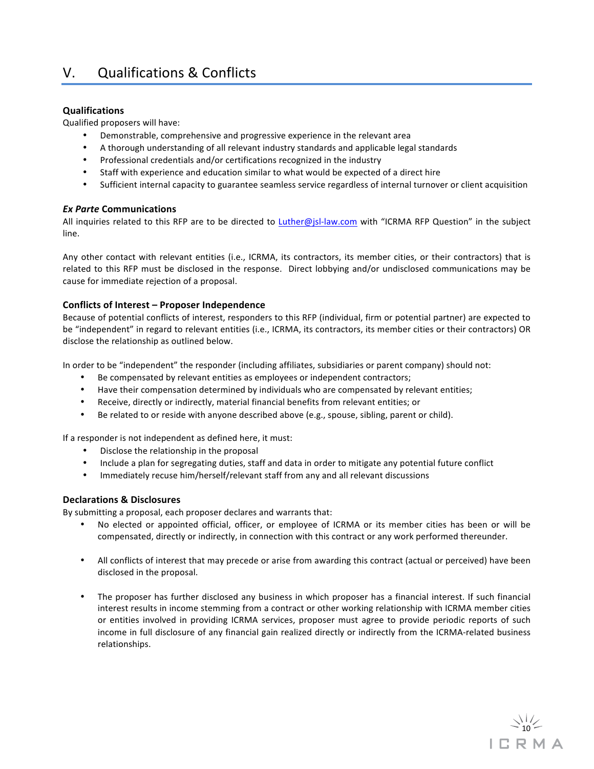# V. Qualifications & Conflicts

### Qualifications

Qualified proposers will have:

- Demonstrable, comprehensive and progressive experience in the relevant area
- A thorough understanding of all relevant industry standards and applicable legal standards
- Professional credentials and/or certifications recognized in the industry
- Staff with experience and education similar to what would be expected of a direct hire
- Sufficient internal capacity to guarantee seamless service regardless of internal turnover or client acquisition

### *Ex Parte* Communications

All inquiries related to this RFP are to be directed to [Luther@jsl-law.com](mailto:Luther@jsl-law.com) with "ICRMA RFP Question" in the subject line.

Any other contact with relevant entities (i.e., ICRMA, its contractors, its member cities, or their contractors) that is related to this RFP must be disclosed in the response. Direct lobbying and/or undisclosed communications may be cause for immediate rejection of a proposal.

### Conflicts of Interest – Proposer Independence

Because of potential conflicts of interest, responders to this RFP (individual, firm or potential partner) are expected to be "independent" in regard to relevant entities (i.e., ICRMA, its contractors, its member cities or their contractors) OR disclose the relationship as outlined below.

In order to be "independent" the responder (including affiliates, subsidiaries or parent company) should not:

- Be compensated by relevant entities as employees or independent contractors;
- Have their compensation determined by individuals who are compensated by relevant entities;
- Receive, directly or indirectly, material financial benefits from relevant entities; or
- Be related to or reside with anyone described above (e.g., spouse, sibling, parent or child).

If a responder is not independent as defined here, it must:

- Disclose the relationship in the proposal
- Include a plan for segregating duties, staff and data in order to mitigate any potential future conflict
- Immediately recuse him/herself/relevant staff from any and all relevant discussions

### Declarations & Disclosures

By submitting a proposal, each proposer declares and warrants that:

- No elected or appointed official, officer, or employee of ICRMA or its member cities has been or will be compensated, directly or indirectly, in connection with this contract or any work performed thereunder.
- All conflicts of interest that may precede or arise from awarding this contract (actual or perceived) have been disclosed in the proposal.
- The proposer has further disclosed any business in which proposer has a financial interest. If such financial interest results in income stemming from a contract or other working relationship with ICRMA member cities or entities involved in providing ICRMA services, proposer must agree to provide periodic reports of such income in full disclosure of any financial gain realized directly or indirectly from the ICRMA-related business relationships.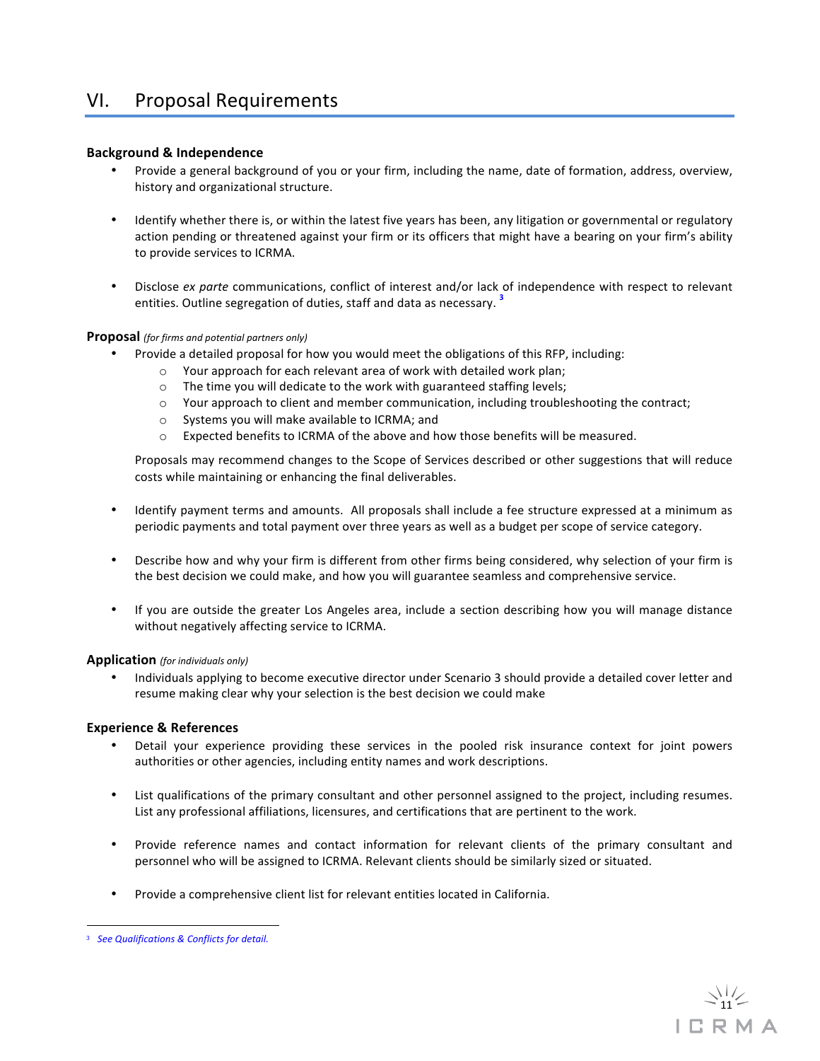# VI. Proposal Requirements

### Background & Independence

- Provide a general background of you or your firm, including the name, date of formation, address, overview, history and organizational structure.

- Identify whether there is, or within the latest five years has been, any litigation or governmental or regulatory action pending or threatened against your firm or its officers that might have a bearing on your firm's ability to provide services to ICRMA.

- Disclose *ex parte* communications, conflict of interest and/or lack of independence with respect to relevant entities. Outline segregation of duties, staff and data as necessary. [3]

### Proposal *(for firms and potential partners only)*

- Provide a detailed proposal for how you would meet the obligations of this RFP, including:
    - Your approach for each relevant area of work with detailed work plan;
    - The time you will dedicate to the work with guaranteed staffing levels;
    - Your approach to client and member communication, including troubleshooting the contract;
    - Systems you will make available to ICRMA; and
    - Expected benefits to ICRMA of the above and how those benefits will be measured.

  Proposals may recommend changes to the Scope of Services described or other suggestions that will reduce costs while maintaining or enhancing the final deliverables.

- Identify payment terms and amounts. All proposals shall include a fee structure expressed at a minimum as periodic payments and total payment over three years as well as a budget per scope of service category.

- Describe how and why your firm is different from other firms being considered, why selection of your firm is the best decision we could make, and how you will guarantee seamless and comprehensive service.

- If you are outside the greater Los Angeles area, include a section describing how you will manage distance without negatively affecting service to ICRMA.

### Application *(for individuals only)*

- Individuals applying to become executive director under Scenario 3 should provide a detailed cover letter and resume making clear why your selection is the best decision we could make

### Experience & References

- Detail your experience providing these services in the pooled risk insurance context for joint powers authorities or other agencies, including entity names and work descriptions.

- List qualifications of the primary consultant and other personnel assigned to the project, including resumes. List any professional affiliations, licensures, and certifications that are pertinent to the work.

- Provide reference names and contact information for relevant clients of the primary consultant and personnel who will be assigned to ICRMA. Relevant clients should be similarly sized or situated.

- Provide a comprehensive client list for relevant entities located in California.

---

[3] *See Qualifications & Conflicts for detail.*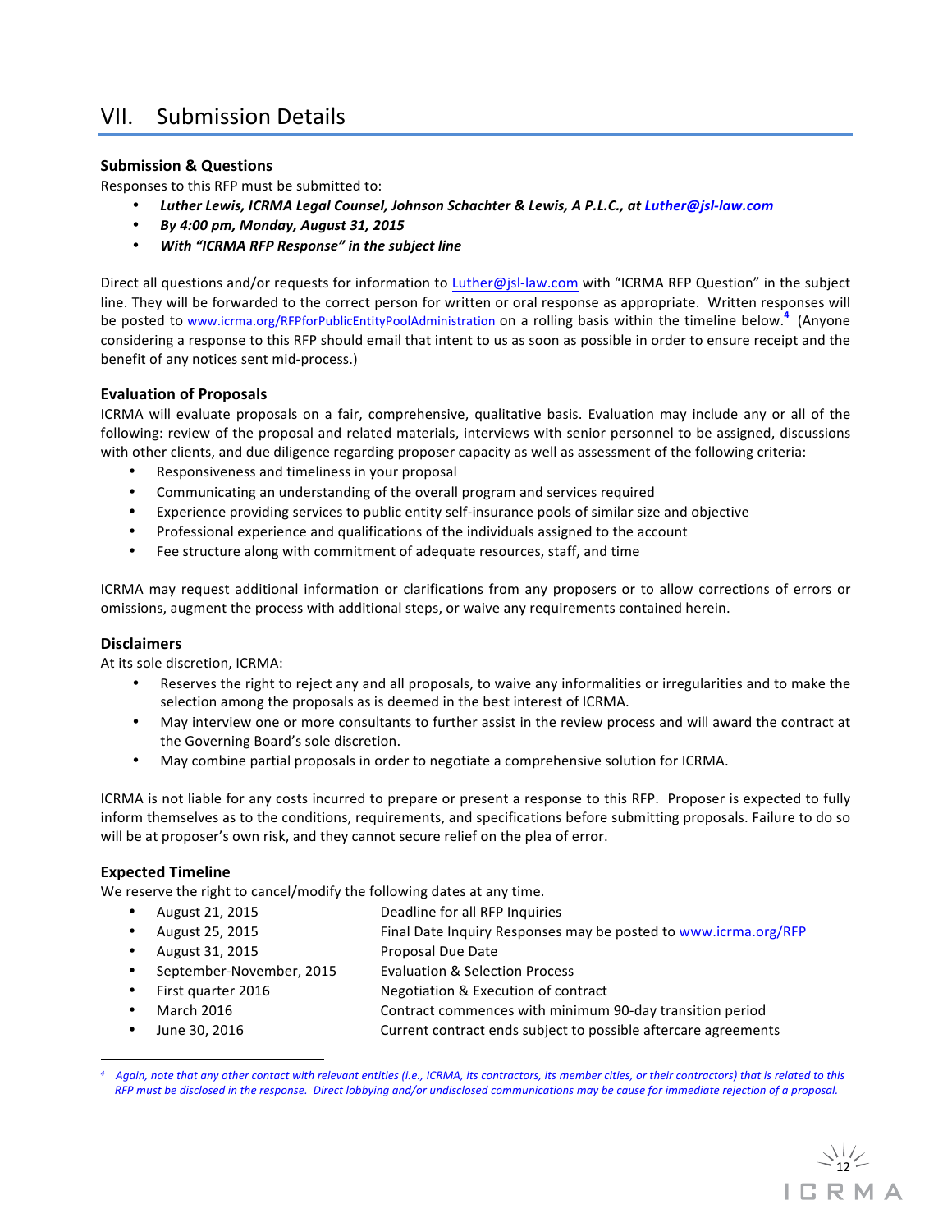## VII. Submission Details

### Submission & Questions

Responses to this RFP must be submitted to:

- ***Luther Lewis, ICRMA Legal Counsel, Johnson Schachter & Lewis, A P.L.C., at Luther@jsl-law.com***
- ***By 4:00 pm, Monday, August 31, 2015***
- ***With "ICRMA RFP Response" in the subject line***

Direct all questions and/or requests for information to Luther@jsl-law.com with "ICRMA RFP Question" in the subject line. They will be forwarded to the correct person for written or oral response as appropriate. Written responses will be posted to www.icrma.org/RFPforPublicEntityPoolAdministration on a rolling basis within the timeline below.[4] (Anyone considering a response to this RFP should email that intent to us as soon as possible in order to ensure receipt and the benefit of any notices sent mid-process.)

### Evaluation of Proposals

ICRMA will evaluate proposals on a fair, comprehensive, qualitative basis. Evaluation may include any or all of the following: review of the proposal and related materials, interviews with senior personnel to be assigned, discussions with other clients, and due diligence regarding proposer capacity as well as assessment of the following criteria:

- Responsiveness and timeliness in your proposal
- Communicating an understanding of the overall program and services required
- Experience providing services to public entity self-insurance pools of similar size and objective
- Professional experience and qualifications of the individuals assigned to the account
- Fee structure along with commitment of adequate resources, staff, and time

ICRMA may request additional information or clarifications from any proposers or to allow corrections of errors or omissions, augment the process with additional steps, or waive any requirements contained herein.

### Disclaimers

At its sole discretion, ICRMA:

- Reserves the right to reject any and all proposals, to waive any informalities or irregularities and to make the selection among the proposals as is deemed in the best interest of ICRMA.
- May interview one or more consultants to further assist in the review process and will award the contract at the Governing Board's sole discretion.
- May combine partial proposals in order to negotiate a comprehensive solution for ICRMA.

ICRMA is not liable for any costs incurred to prepare or present a response to this RFP. Proposer is expected to fully inform themselves as to the conditions, requirements, and specifications before submitting proposals. Failure to do so will be at proposer's own risk, and they cannot secure relief on the plea of error.

### Expected Timeline

We reserve the right to cancel/modify the following dates at any time.

- August 21, 2015 — Deadline for all RFP Inquiries
- August 25, 2015 — Final Date Inquiry Responses may be posted to www.icrma.org/RFP
- August 31, 2015 — Proposal Due Date
- September-November, 2015 — Evaluation & Selection Process
- First quarter 2016 — Negotiation & Execution of contract
- March 2016 — Contract commences with minimum 90-day transition period
- June 30, 2016 — Current contract ends subject to possible aftercare agreements

---

[4] *Again, note that any other contact with relevant entities (i.e., ICRMA, its contractors, its member cities, or their contractors) that is related to this RFP must be disclosed in the response. Direct lobbying and/or undisclosed communications may be cause for immediate rejection of a proposal.*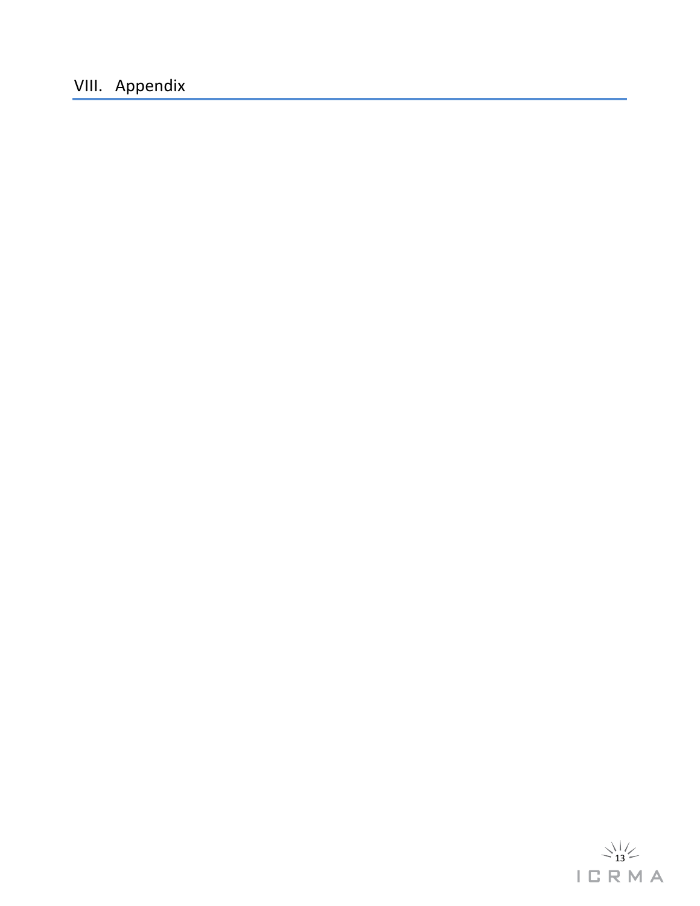## VIII. Appendix